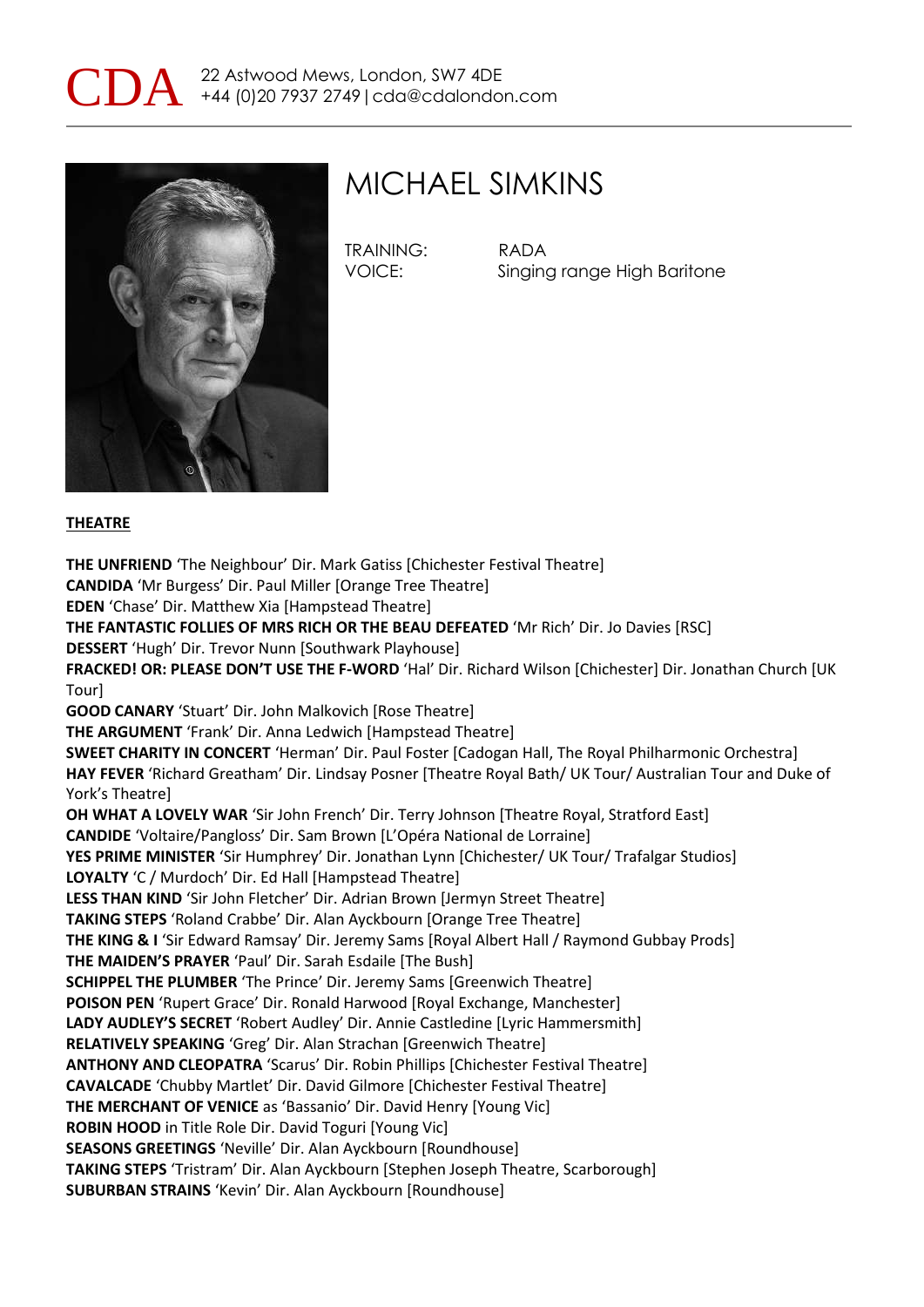CDA 22 Astwood Mews, London, SW7 4DE
+44 (0)20 7937 2749 | cda@cdalondon.com

# MICHAEL SIMKINS

TRAINING: RADA
VOICE: Singing range High Baritone

## THEATRE

**THE UNFRIEND** 'The Neighbour' Dir. Mark Gatiss [Chichester Festival Theatre]
**CANDIDA** 'Mr Burgess' Dir. Paul Miller [Orange Tree Theatre]
**EDEN** 'Chase' Dir. Matthew Xia [Hampstead Theatre]
**THE FANTASTIC FOLLIES OF MRS RICH OR THE BEAU DEFEATED** 'Mr Rich' Dir. Jo Davies [RSC]
**DESSERT** 'Hugh' Dir. Trevor Nunn [Southwark Playhouse]
**FRACKED! OR: PLEASE DON'T USE THE F-WORD** 'Hal' Dir. Richard Wilson [Chichester] Dir. Jonathan Church [UK Tour]
**GOOD CANARY** 'Stuart' Dir. John Malkovich [Rose Theatre]
**THE ARGUMENT** 'Frank' Dir. Anna Ledwich [Hampstead Theatre]
**SWEET CHARITY IN CONCERT** 'Herman' Dir. Paul Foster [Cadogan Hall, The Royal Philharmonic Orchestra]
**HAY FEVER** 'Richard Greatham' Dir. Lindsay Posner [Theatre Royal Bath/ UK Tour/ Australian Tour and Duke of York's Theatre]
**OH WHAT A LOVELY WAR** 'Sir John French' Dir. Terry Johnson [Theatre Royal, Stratford East]
**CANDIDE** 'Voltaire/Pangloss' Dir. Sam Brown [L'Opéra National de Lorraine]
**YES PRIME MINISTER** 'Sir Humphrey' Dir. Jonathan Lynn [Chichester/ UK Tour/ Trafalgar Studios]
**LOYALTY** 'C / Murdoch' Dir. Ed Hall [Hampstead Theatre]
**LESS THAN KIND** 'Sir John Fletcher' Dir. Adrian Brown [Jermyn Street Theatre]
**TAKING STEPS** 'Roland Crabbe' Dir. Alan Ayckbourn [Orange Tree Theatre]
**THE KING & I** 'Sir Edward Ramsay' Dir. Jeremy Sams [Royal Albert Hall / Raymond Gubbay Prods]
**THE MAIDEN'S PRAYER** 'Paul' Dir. Sarah Esdaile [The Bush]
**SCHIPPEL THE PLUMBER** 'The Prince' Dir. Jeremy Sams [Greenwich Theatre]
**POISON PEN** 'Rupert Grace' Dir. Ronald Harwood [Royal Exchange, Manchester]
**LADY AUDLEY'S SECRET** 'Robert Audley' Dir. Annie Castledine [Lyric Hammersmith]
**RELATIVELY SPEAKING** 'Greg' Dir. Alan Strachan [Greenwich Theatre]
**ANTHONY AND CLEOPATRA** 'Scarus' Dir. Robin Phillips [Chichester Festival Theatre]
**CAVALCADE** 'Chubby Martlet' Dir. David Gilmore [Chichester Festival Theatre]
**THE MERCHANT OF VENICE** as 'Bassanio' Dir. David Henry [Young Vic]
**ROBIN HOOD** in Title Role Dir. David Toguri [Young Vic]
**SEASONS GREETINGS** 'Neville' Dir. Alan Ayckbourn [Roundhouse]
**TAKING STEPS** 'Tristram' Dir. Alan Ayckbourn [Stephen Joseph Theatre, Scarborough]
**SUBURBAN STRAINS** 'Kevin' Dir. Alan Ayckbourn [Roundhouse]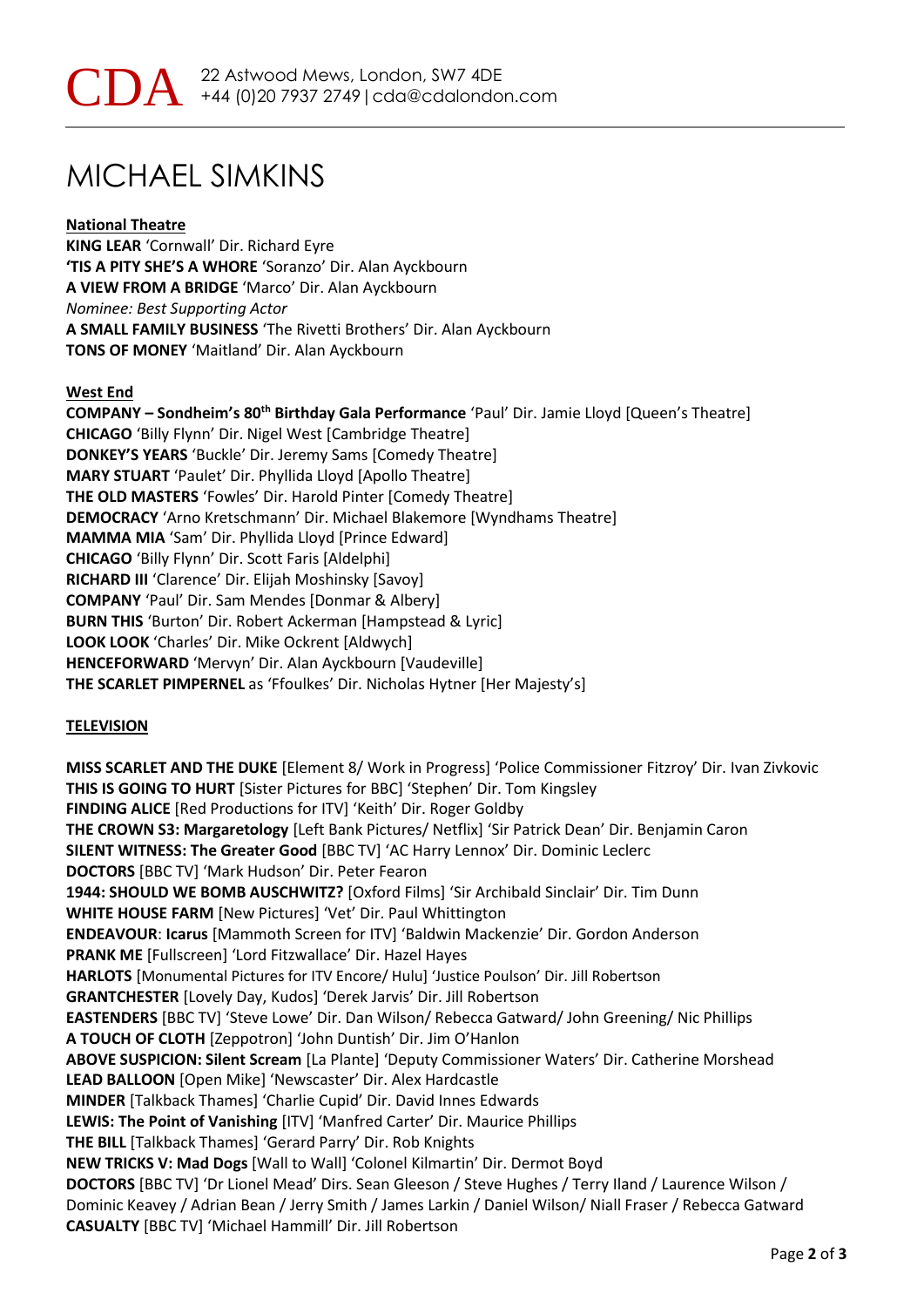CDA 22 Astwood Mews, London, SW7 4DE
+44 (0)20 7937 2749 | cda@cdalondon.com

# MICHAEL SIMKINS

**National Theatre**

**KING LEAR** 'Cornwall' Dir. Richard Eyre
**'TIS A PITY SHE'S A WHORE** 'Soranzo' Dir. Alan Ayckbourn
**A VIEW FROM A BRIDGE** 'Marco' Dir. Alan Ayckbourn
*Nominee: Best Supporting Actor*
**A SMALL FAMILY BUSINESS** 'The Rivetti Brothers' Dir. Alan Ayckbourn
**TONS OF MONEY** 'Maitland' Dir. Alan Ayckbourn

**West End**

**COMPANY – Sondheim's 80th Birthday Gala Performance** 'Paul' Dir. Jamie Lloyd [Queen's Theatre]
**CHICAGO** 'Billy Flynn' Dir. Nigel West [Cambridge Theatre]
**DONKEY'S YEARS** 'Buckle' Dir. Jeremy Sams [Comedy Theatre]
**MARY STUART** 'Paulet' Dir. Phyllida Lloyd [Apollo Theatre]
**THE OLD MASTERS** 'Fowles' Dir. Harold Pinter [Comedy Theatre]
**DEMOCRACY** 'Arno Kretschmann' Dir. Michael Blakemore [Wyndhams Theatre]
**MAMMA MIA** 'Sam' Dir. Phyllida Lloyd [Prince Edward]
**CHICAGO** 'Billy Flynn' Dir. Scott Faris [Aldelphi]
**RICHARD III** 'Clarence' Dir. Elijah Moshinsky [Savoy]
**COMPANY** 'Paul' Dir. Sam Mendes [Donmar & Albery]
**BURN THIS** 'Burton' Dir. Robert Ackerman [Hampstead & Lyric]
**LOOK LOOK** 'Charles' Dir. Mike Ockrent [Aldwych]
**HENCEFORWARD** 'Mervyn' Dir. Alan Ayckbourn [Vaudeville]
**THE SCARLET PIMPERNEL** as 'Ffoulkes' Dir. Nicholas Hytner [Her Majesty's]

**TELEVISION**

**MISS SCARLET AND THE DUKE** [Element 8/ Work in Progress] 'Police Commissioner Fitzroy' Dir. Ivan Zivkovic
**THIS IS GOING TO HURT** [Sister Pictures for BBC] 'Stephen' Dir. Tom Kingsley
**FINDING ALICE** [Red Productions for ITV] 'Keith' Dir. Roger Goldby
**THE CROWN S3: Margaretology** [Left Bank Pictures/ Netflix] 'Sir Patrick Dean' Dir. Benjamin Caron
**SILENT WITNESS: The Greater Good** [BBC TV] 'AC Harry Lennox' Dir. Dominic Leclerc
**DOCTORS** [BBC TV] 'Mark Hudson' Dir. Peter Fearon
**1944: SHOULD WE BOMB AUSCHWITZ?** [Oxford Films] 'Sir Archibald Sinclair' Dir. Tim Dunn
**WHITE HOUSE FARM** [New Pictures] 'Vet' Dir. Paul Whittington
**ENDEAVOUR**: **Icarus** [Mammoth Screen for ITV] 'Baldwin Mackenzie' Dir. Gordon Anderson
**PRANK ME** [Fullscreen] 'Lord Fitzwallace' Dir. Hazel Hayes
**HARLOTS** [Monumental Pictures for ITV Encore/ Hulu] 'Justice Poulson' Dir. Jill Robertson
**GRANTCHESTER** [Lovely Day, Kudos] 'Derek Jarvis' Dir. Jill Robertson
**EASTENDERS** [BBC TV] 'Steve Lowe' Dir. Dan Wilson/ Rebecca Gatward/ John Greening/ Nic Phillips
**A TOUCH OF CLOTH** [Zeppotron] 'John Duntish' Dir. Jim O'Hanlon
**ABOVE SUSPICION: Silent Scream** [La Plante] 'Deputy Commissioner Waters' Dir. Catherine Morshead
**LEAD BALLOON** [Open Mike] 'Newscaster' Dir. Alex Hardcastle
**MINDER** [Talkback Thames] 'Charlie Cupid' Dir. David Innes Edwards
**LEWIS: The Point of Vanishing** [ITV] 'Manfred Carter' Dir. Maurice Phillips
**THE BILL** [Talkback Thames] 'Gerard Parry' Dir. Rob Knights
**NEW TRICKS V: Mad Dogs** [Wall to Wall] 'Colonel Kilmartin' Dir. Dermot Boyd
**DOCTORS** [BBC TV] 'Dr Lionel Mead' Dirs. Sean Gleeson / Steve Hughes / Terry Iland / Laurence Wilson / Dominic Keavey / Adrian Bean / Jerry Smith / James Larkin / Daniel Wilson/ Niall Fraser / Rebecca Gatward
**CASUALTY** [BBC TV] 'Michael Hammill' Dir. Jill Robertson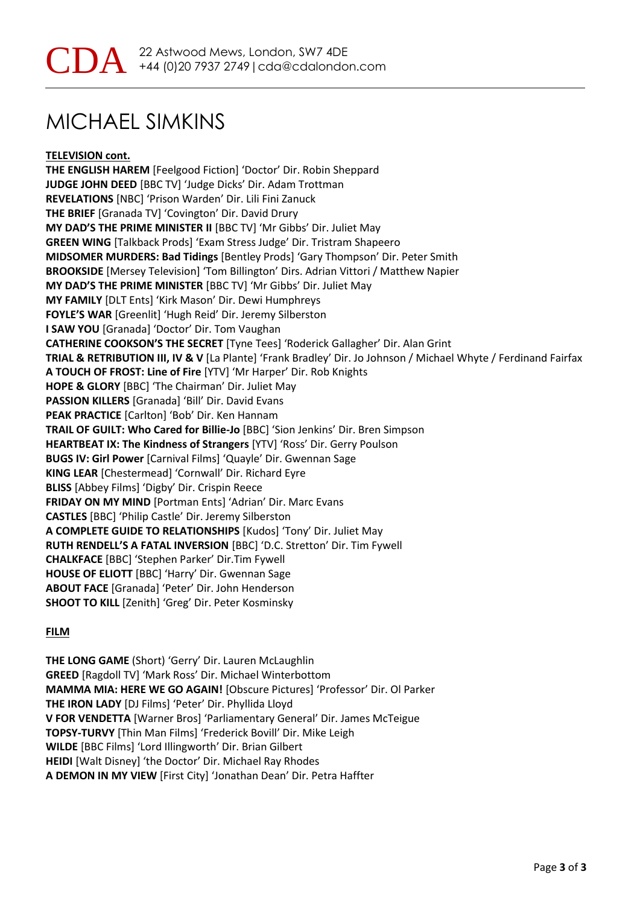CDA 22 Astwood Mews, London, SW7 4DE
+44 (0)20 7937 2749 | cda@cdalondon.com

# MICHAEL SIMKINS

**TELEVISION cont.**

**THE ENGLISH HAREM** [Feelgood Fiction] 'Doctor' Dir. Robin Sheppard
**JUDGE JOHN DEED** [BBC TV] 'Judge Dicks' Dir. Adam Trottman
**REVELATIONS** [NBC] 'Prison Warden' Dir. Lili Fini Zanuck
**THE BRIEF** [Granada TV] 'Covington' Dir. David Drury
**MY DAD'S THE PRIME MINISTER II** [BBC TV] 'Mr Gibbs' Dir. Juliet May
**GREEN WING** [Talkback Prods] 'Exam Stress Judge' Dir. Tristram Shapeero
**MIDSOMER MURDERS: Bad Tidings** [Bentley Prods] 'Gary Thompson' Dir. Peter Smith
**BROOKSIDE** [Mersey Television] 'Tom Billington' Dirs. Adrian Vittori / Matthew Napier
**MY DAD'S THE PRIME MINISTER** [BBC TV] 'Mr Gibbs' Dir. Juliet May
**MY FAMILY** [DLT Ents] 'Kirk Mason' Dir. Dewi Humphreys
**FOYLE'S WAR** [Greenlit] 'Hugh Reid' Dir. Jeremy Silberston
**I SAW YOU** [Granada] 'Doctor' Dir. Tom Vaughan
**CATHERINE COOKSON'S THE SECRET** [Tyne Tees] 'Roderick Gallagher' Dir. Alan Grint
**TRIAL & RETRIBUTION III, IV & V** [La Plante] 'Frank Bradley' Dir. Jo Johnson / Michael Whyte / Ferdinand Fairfax
**A TOUCH OF FROST: Line of Fire** [YTV] 'Mr Harper' Dir. Rob Knights
**HOPE & GLORY** [BBC] 'The Chairman' Dir. Juliet May
**PASSION KILLERS** [Granada] 'Bill' Dir. David Evans
**PEAK PRACTICE** [Carlton] 'Bob' Dir. Ken Hannam
**TRAIL OF GUILT: Who Cared for Billie-Jo** [BBC] 'Sion Jenkins' Dir. Bren Simpson
**HEARTBEAT IX: The Kindness of Strangers** [YTV] 'Ross' Dir. Gerry Poulson
**BUGS IV: Girl Power** [Carnival Films] 'Quayle' Dir. Gwennan Sage
**KING LEAR** [Chestermead] 'Cornwall' Dir. Richard Eyre
**BLISS** [Abbey Films] 'Digby' Dir. Crispin Reece
**FRIDAY ON MY MIND** [Portman Ents] 'Adrian' Dir. Marc Evans
**CASTLES** [BBC] 'Philip Castle' Dir. Jeremy Silberston
**A COMPLETE GUIDE TO RELATIONSHIPS** [Kudos] 'Tony' Dir. Juliet May
**RUTH RENDELL'S A FATAL INVERSION** [BBC] 'D.C. Stretton' Dir. Tim Fywell
**CHALKFACE** [BBC] 'Stephen Parker' Dir.Tim Fywell
**HOUSE OF ELIOTT** [BBC] 'Harry' Dir. Gwennan Sage
**ABOUT FACE** [Granada] 'Peter' Dir. John Henderson
**SHOOT TO KILL** [Zenith] 'Greg' Dir. Peter Kosminsky

**FILM**

**THE LONG GAME** (Short) 'Gerry' Dir. Lauren McLaughlin
**GREED** [Ragdoll TV] 'Mark Ross' Dir. Michael Winterbottom
**MAMMA MIA: HERE WE GO AGAIN!** [Obscure Pictures] 'Professor' Dir. Ol Parker
**THE IRON LADY** [DJ Films] 'Peter' Dir. Phyllida Lloyd
**V FOR VENDETTA** [Warner Bros] 'Parliamentary General' Dir. James McTeigue
**TOPSY-TURVY** [Thin Man Films] 'Frederick Bovill' Dir. Mike Leigh
**WILDE** [BBC Films] 'Lord Illingworth' Dir. Brian Gilbert
**HEIDI** [Walt Disney] 'the Doctor' Dir. Michael Ray Rhodes
**A DEMON IN MY VIEW** [First City] 'Jonathan Dean' Dir. Petra Haffter